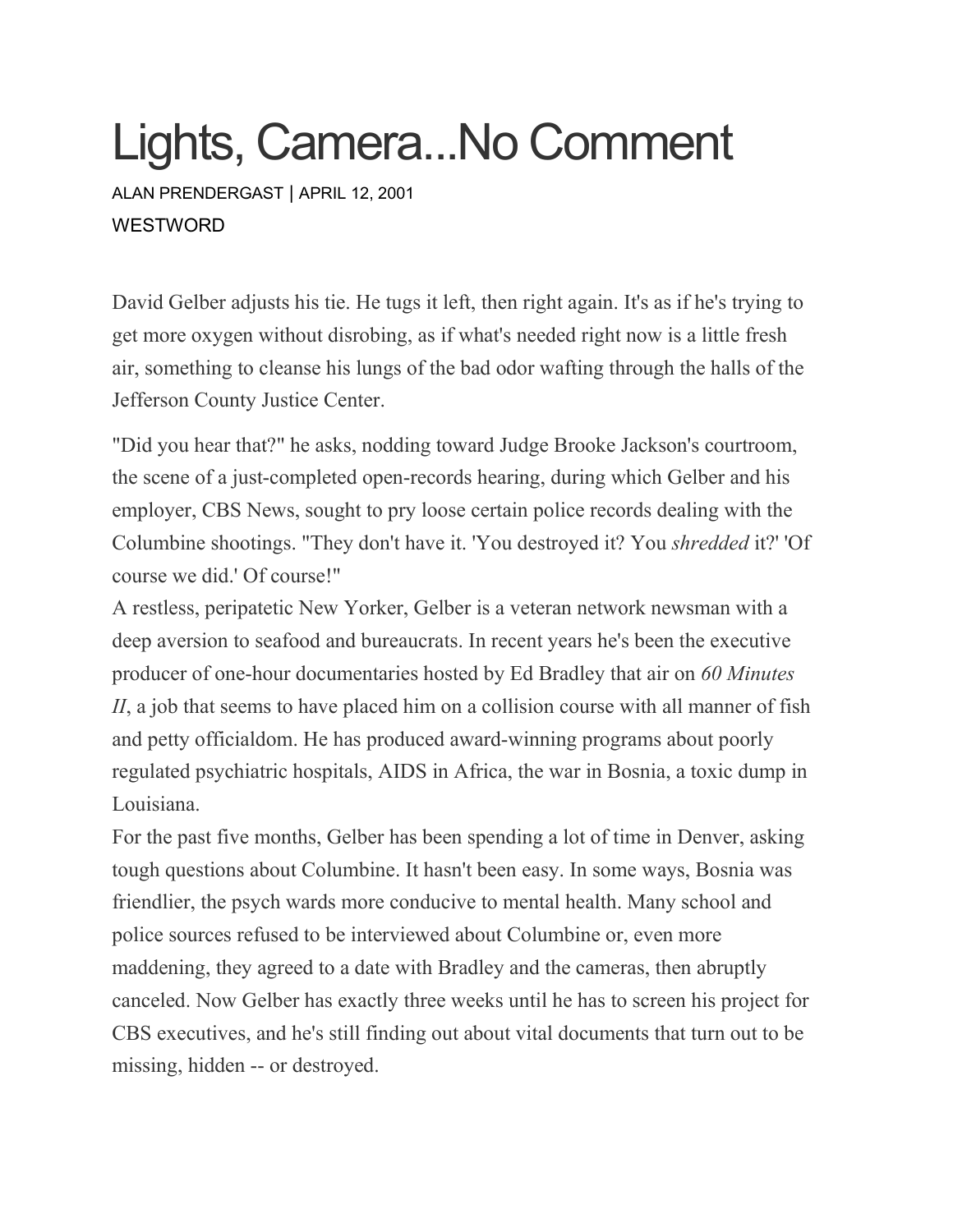# Lights, Camera...No Comment

ALAN PRENDERGAST | APRIL 12, 2001

WESTWORD

David Gelber adjusts his tie. He tugs it left, then right again. It's as if he's trying to get more oxygen without disrobing, as if what's needed right now is a little fresh air, something to cleanse his lungs of the bad odor wafting through the halls of the Jefferson County Justice Center.

"Did you hear that?" he asks, nodding toward Judge Brooke Jackson's courtroom, the scene of a just-completed open-records hearing, during which Gelber and his employer, CBS News, sought to pry loose certain police records dealing with the Columbine shootings. "They don't have it. 'You destroyed it? You *shredded* it?' 'Of course we did.' Of course!"

A restless, peripatetic New Yorker, Gelber is a veteran network newsman with a deep aversion to seafood and bureaucrats. In recent years he's been the executive producer of one-hour documentaries hosted by Ed Bradley that air on *60 Minutes II*, a job that seems to have placed him on a collision course with all manner of fish and petty officialdom. He has produced award-winning programs about poorly regulated psychiatric hospitals, AIDS in Africa, the war in Bosnia, a toxic dump in Louisiana.

For the past five months, Gelber has been spending a lot of time in Denver, asking tough questions about Columbine. It hasn't been easy. In some ways, Bosnia was friendlier, the psych wards more conducive to mental health. Many school and police sources refused to be interviewed about Columbine or, even more maddening, they agreed to a date with Bradley and the cameras, then abruptly canceled. Now Gelber has exactly three weeks until he has to screen his project for CBS executives, and he's still finding out about vital documents that turn out to be missing, hidden -- or destroyed.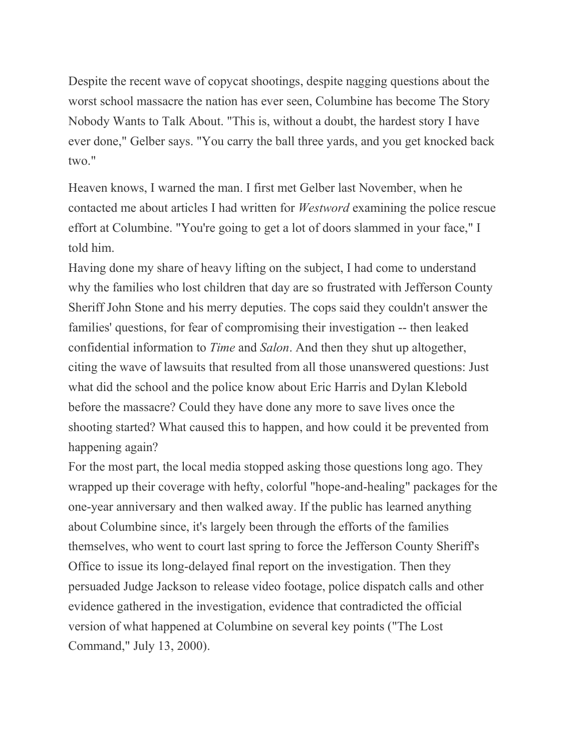Despite the recent wave of copycat shootings, despite nagging questions about the worst school massacre the nation has ever seen, Columbine has become The Story Nobody Wants to Talk About. "This is, without a doubt, the hardest story I have ever done," Gelber says. "You carry the ball three yards, and you get knocked back two."

Heaven knows, I warned the man. I first met Gelber last November, when he contacted me about articles I had written for *Westword* examining the police rescue effort at Columbine. "You're going to get a lot of doors slammed in your face," I told him.

Having done my share of heavy lifting on the subject, I had come to understand why the families who lost children that day are so frustrated with Jefferson County Sheriff John Stone and his merry deputies. The cops said they couldn't answer the families' questions, for fear of compromising their investigation -- then leaked confidential information to *Time* and *Salon*. And then they shut up altogether, citing the wave of lawsuits that resulted from all those unanswered questions: Just what did the school and the police know about Eric Harris and Dylan Klebold before the massacre? Could they have done any more to save lives once the shooting started? What caused this to happen, and how could it be prevented from happening again?

For the most part, the local media stopped asking those questions long ago. They wrapped up their coverage with hefty, colorful "hope-and-healing" packages for the one-year anniversary and then walked away. If the public has learned anything about Columbine since, it's largely been through the efforts of the families themselves, who went to court last spring to force the Jefferson County Sheriff's Office to issue its long-delayed final report on the investigation. Then they persuaded Judge Jackson to release video footage, police dispatch calls and other evidence gathered in the investigation, evidence that contradicted the official version of what happened at Columbine on several key points ("The Lost Command," July 13, 2000).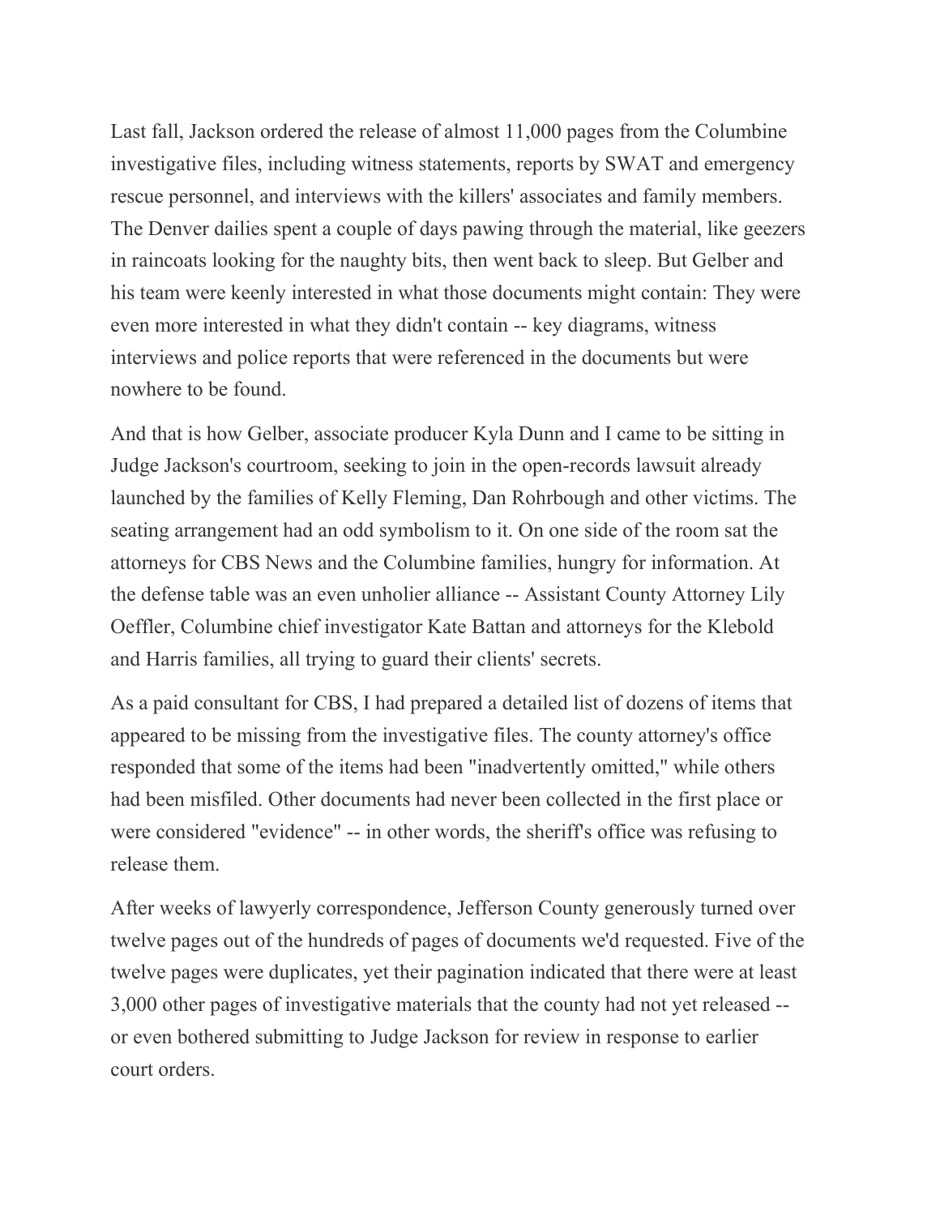Last fall, Jackson ordered the release of almost 11,000 pages from the Columbine investigative files, including witness statements, reports by SWAT and emergency rescue personnel, and interviews with the killers' associates and family members. The Denver dailies spent a couple of days pawing through the material, like geezers in raincoats looking for the naughty bits, then went back to sleep. But Gelber and his team were keenly interested in what those documents might contain: They were even more interested in what they didn't contain -- key diagrams, witness interviews and police reports that were referenced in the documents but were nowhere to be found.

And that is how Gelber, associate producer Kyla Dunn and I came to be sitting in Judge Jackson's courtroom, seeking to join in the open-records lawsuit already launched by the families of Kelly Fleming, Dan Rohrbough and other victims. The seating arrangement had an odd symbolism to it. On one side of the room sat the attorneys for CBS News and the Columbine families, hungry for information. At the defense table was an even unholier alliance -- Assistant County Attorney Lily Oeffler, Columbine chief investigator Kate Battan and attorneys for the Klebold and Harris families, all trying to guard their clients' secrets.

As a paid consultant for CBS, I had prepared a detailed list of dozens of items that appeared to be missing from the investigative files. The county attorney's office responded that some of the items had been "inadvertently omitted," while others had been misfiled. Other documents had never been collected in the first place or were considered "evidence" -- in other words, the sheriff's office was refusing to release them.

After weeks of lawyerly correspondence, Jefferson County generously turned over twelve pages out of the hundreds of pages of documents we'd requested. Five of the twelve pages were duplicates, yet their pagination indicated that there were at least 3,000 other pages of investigative materials that the county had not yet released -- or even bothered submitting to Judge Jackson for review in response to earlier court orders.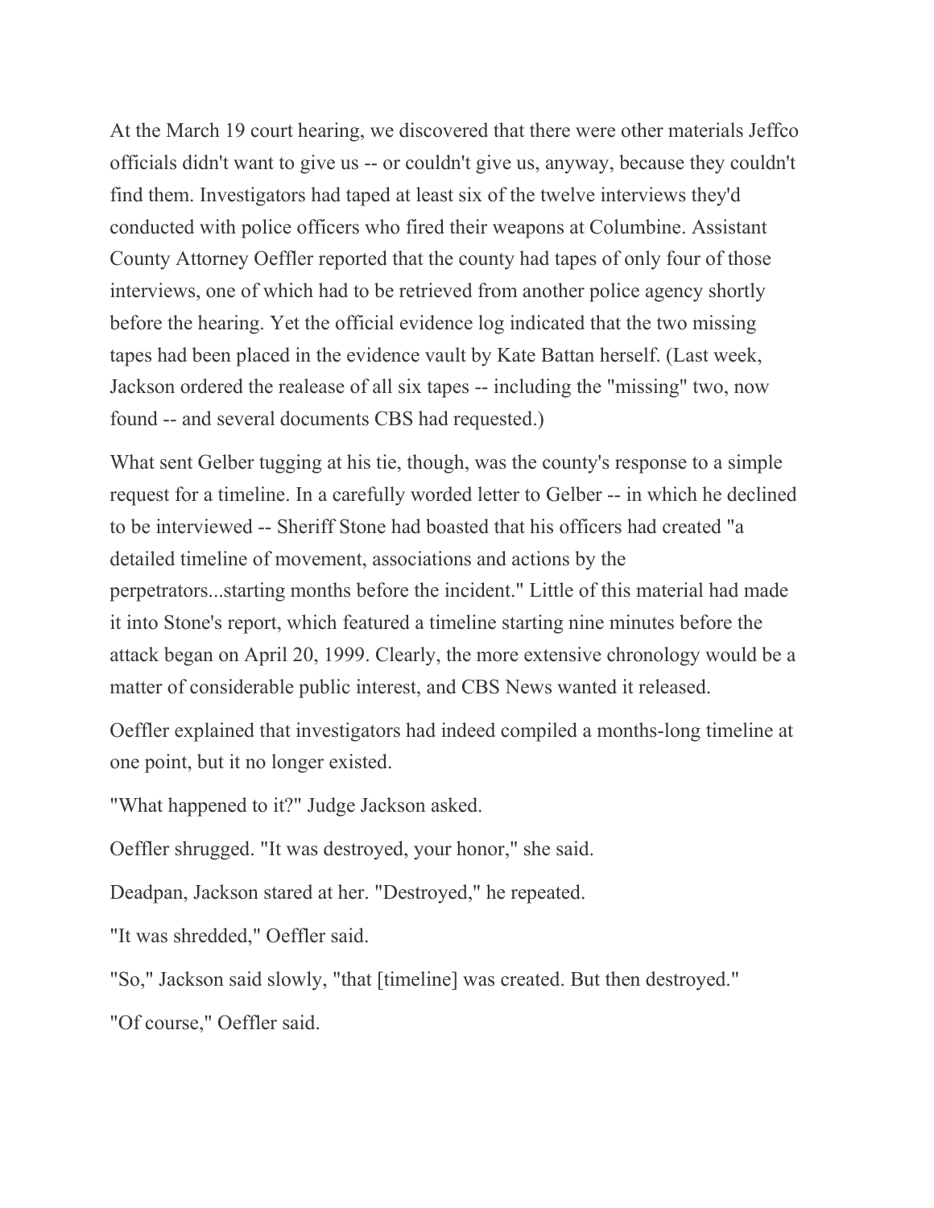At the March 19 court hearing, we discovered that there were other materials Jeffco officials didn't want to give us -- or couldn't give us, anyway, because they couldn't find them. Investigators had taped at least six of the twelve interviews they'd conducted with police officers who fired their weapons at Columbine. Assistant County Attorney Oeffler reported that the county had tapes of only four of those interviews, one of which had to be retrieved from another police agency shortly before the hearing. Yet the official evidence log indicated that the two missing tapes had been placed in the evidence vault by Kate Battan herself. (Last week, Jackson ordered the realease of all six tapes -- including the "missing" two, now found -- and several documents CBS had requested.)

What sent Gelber tugging at his tie, though, was the county's response to a simple request for a timeline. In a carefully worded letter to Gelber -- in which he declined to be interviewed -- Sheriff Stone had boasted that his officers had created "a detailed timeline of movement, associations and actions by the perpetrators...starting months before the incident." Little of this material had made it into Stone's report, which featured a timeline starting nine minutes before the attack began on April 20, 1999. Clearly, the more extensive chronology would be a matter of considerable public interest, and CBS News wanted it released.

Oeffler explained that investigators had indeed compiled a months-long timeline at one point, but it no longer existed.

"What happened to it?" Judge Jackson asked.

Oeffler shrugged. "It was destroyed, your honor," she said.

Deadpan, Jackson stared at her. "Destroyed," he repeated.

"It was shredded," Oeffler said.

"So," Jackson said slowly, "that [timeline] was created. But then destroyed."

"Of course," Oeffler said.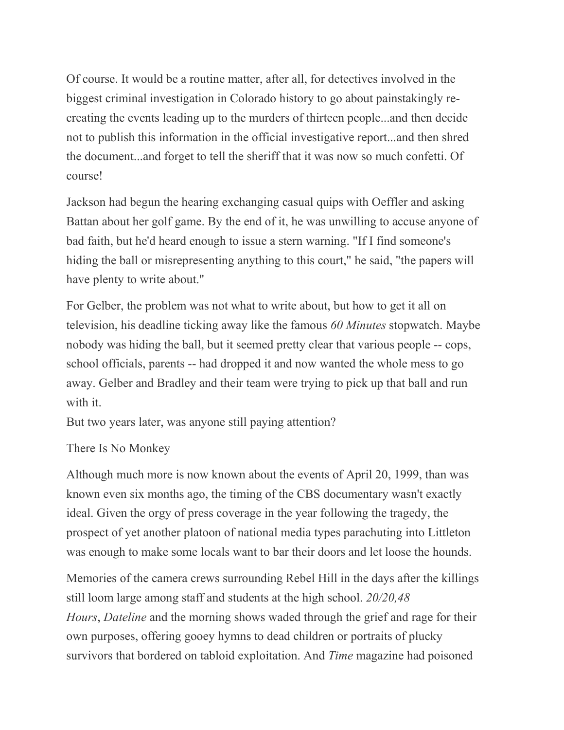Of course. It would be a routine matter, after all, for detectives involved in the biggest criminal investigation in Colorado history to go about painstakingly re-creating the events leading up to the murders of thirteen people...and then decide not to publish this information in the official investigative report...and then shred the document...and forget to tell the sheriff that it was now so much confetti. Of course!

Jackson had begun the hearing exchanging casual quips with Oeffler and asking Battan about her golf game. By the end of it, he was unwilling to accuse anyone of bad faith, but he'd heard enough to issue a stern warning. "If I find someone's hiding the ball or misrepresenting anything to this court," he said, "the papers will have plenty to write about."

For Gelber, the problem was not what to write about, but how to get it all on television, his deadline ticking away like the famous *60 Minutes* stopwatch. Maybe nobody was hiding the ball, but it seemed pretty clear that various people -- cops, school officials, parents -- had dropped it and now wanted the whole mess to go away. Gelber and Bradley and their team were trying to pick up that ball and run with it.

But two years later, was anyone still paying attention?

## There Is No Monkey

Although much more is now known about the events of April 20, 1999, than was known even six months ago, the timing of the CBS documentary wasn't exactly ideal. Given the orgy of press coverage in the year following the tragedy, the prospect of yet another platoon of national media types parachuting into Littleton was enough to make some locals want to bar their doors and let loose the hounds.

Memories of the camera crews surrounding Rebel Hill in the days after the killings still loom large among staff and students at the high school. *20/20,48 Hours*, *Dateline* and the morning shows waded through the grief and rage for their own purposes, offering gooey hymns to dead children or portraits of plucky survivors that bordered on tabloid exploitation. And *Time* magazine had poisoned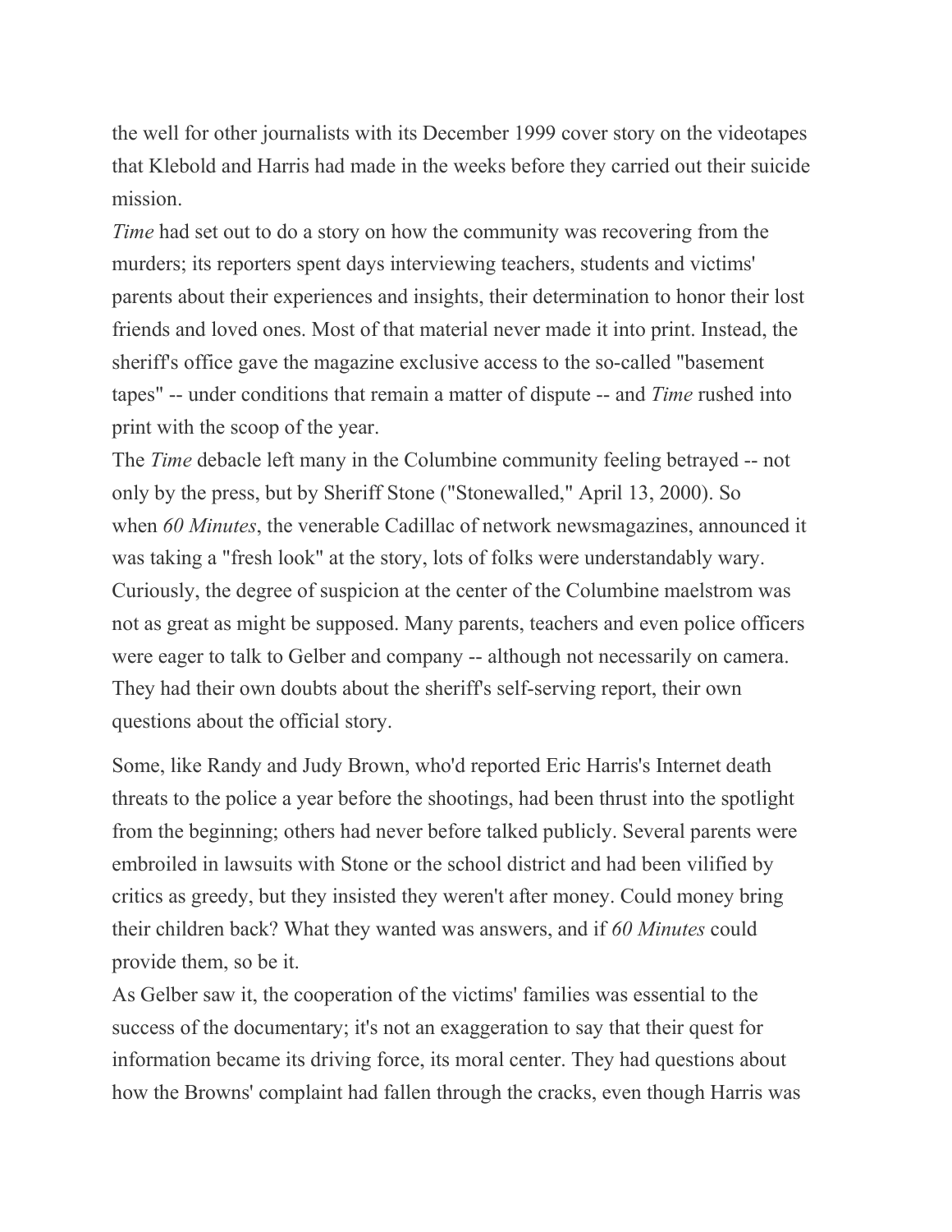the well for other journalists with its December 1999 cover story on the videotapes that Klebold and Harris had made in the weeks before they carried out their suicide mission.

*Time* had set out to do a story on how the community was recovering from the murders; its reporters spent days interviewing teachers, students and victims' parents about their experiences and insights, their determination to honor their lost friends and loved ones. Most of that material never made it into print. Instead, the sheriff's office gave the magazine exclusive access to the so-called "basement tapes" -- under conditions that remain a matter of dispute -- and *Time* rushed into print with the scoop of the year.

The *Time* debacle left many in the Columbine community feeling betrayed -- not only by the press, but by Sheriff Stone ("Stonewalled," April 13, 2000). So when *60 Minutes*, the venerable Cadillac of network newsmagazines, announced it was taking a "fresh look" at the story, lots of folks were understandably wary. Curiously, the degree of suspicion at the center of the Columbine maelstrom was not as great as might be supposed. Many parents, teachers and even police officers were eager to talk to Gelber and company -- although not necessarily on camera. They had their own doubts about the sheriff's self-serving report, their own questions about the official story.

Some, like Randy and Judy Brown, who'd reported Eric Harris's Internet death threats to the police a year before the shootings, had been thrust into the spotlight from the beginning; others had never before talked publicly. Several parents were embroiled in lawsuits with Stone or the school district and had been vilified by critics as greedy, but they insisted they weren't after money. Could money bring their children back? What they wanted was answers, and if *60 Minutes* could provide them, so be it.

As Gelber saw it, the cooperation of the victims' families was essential to the success of the documentary; it's not an exaggeration to say that their quest for information became its driving force, its moral center. They had questions about how the Browns' complaint had fallen through the cracks, even though Harris was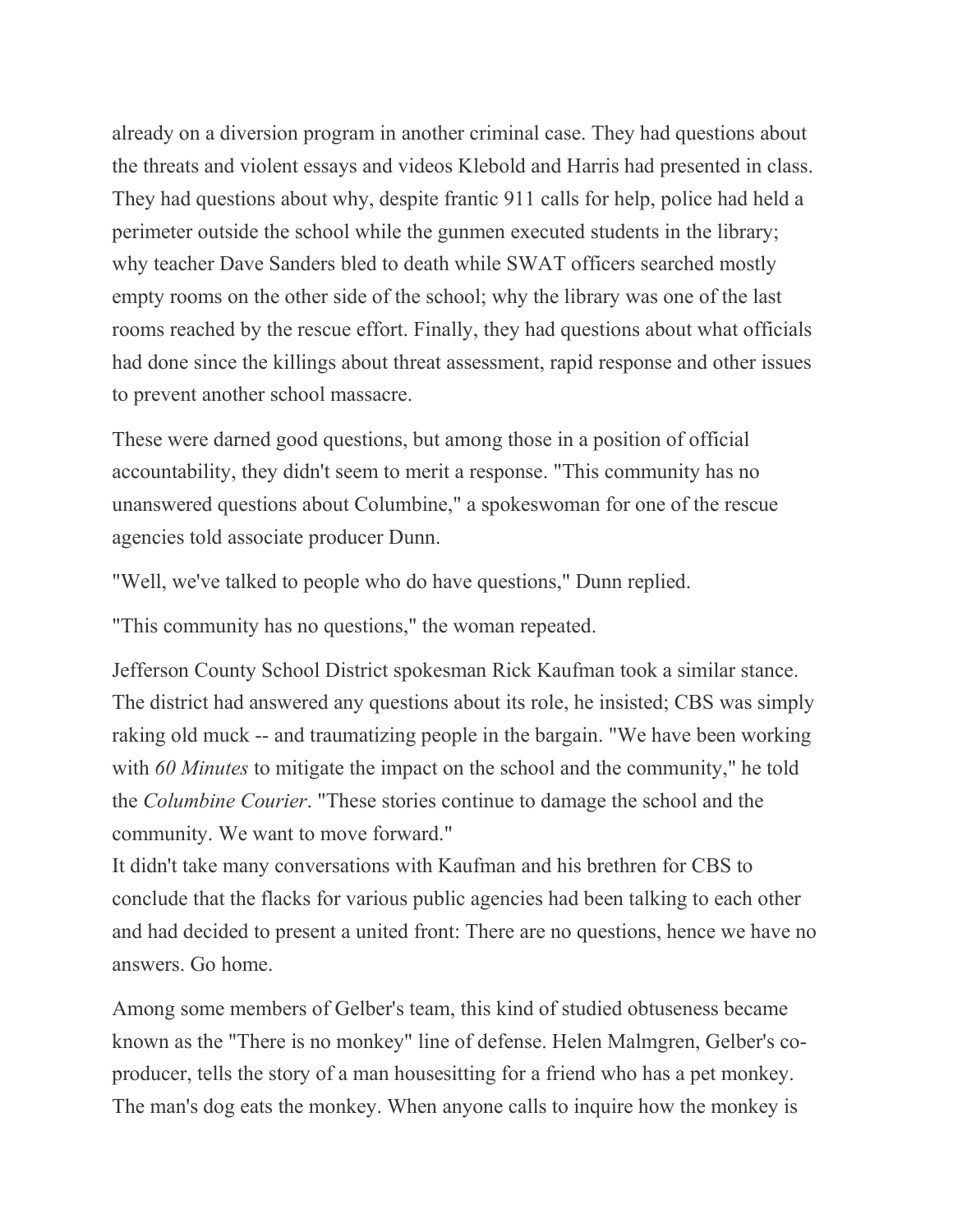already on a diversion program in another criminal case. They had questions about the threats and violent essays and videos Klebold and Harris had presented in class. They had questions about why, despite frantic 911 calls for help, police had held a perimeter outside the school while the gunmen executed students in the library; why teacher Dave Sanders bled to death while SWAT officers searched mostly empty rooms on the other side of the school; why the library was one of the last rooms reached by the rescue effort. Finally, they had questions about what officials had done since the killings about threat assessment, rapid response and other issues to prevent another school massacre.

These were darned good questions, but among those in a position of official accountability, they didn't seem to merit a response. "This community has no unanswered questions about Columbine," a spokeswoman for one of the rescue agencies told associate producer Dunn.

"Well, we've talked to people who do have questions," Dunn replied.

"This community has no questions," the woman repeated.

Jefferson County School District spokesman Rick Kaufman took a similar stance. The district had answered any questions about its role, he insisted; CBS was simply raking old muck -- and traumatizing people in the bargain. "We have been working with *60 Minutes* to mitigate the impact on the school and the community," he told the *Columbine Courier*. "These stories continue to damage the school and the community. We want to move forward."

It didn't take many conversations with Kaufman and his brethren for CBS to conclude that the flacks for various public agencies had been talking to each other and had decided to present a united front: There are no questions, hence we have no answers. Go home.

Among some members of Gelber's team, this kind of studied obtuseness became known as the "There is no monkey" line of defense. Helen Malmgren, Gelber's co-producer, tells the story of a man housesitting for a friend who has a pet monkey. The man's dog eats the monkey. When anyone calls to inquire how the monkey is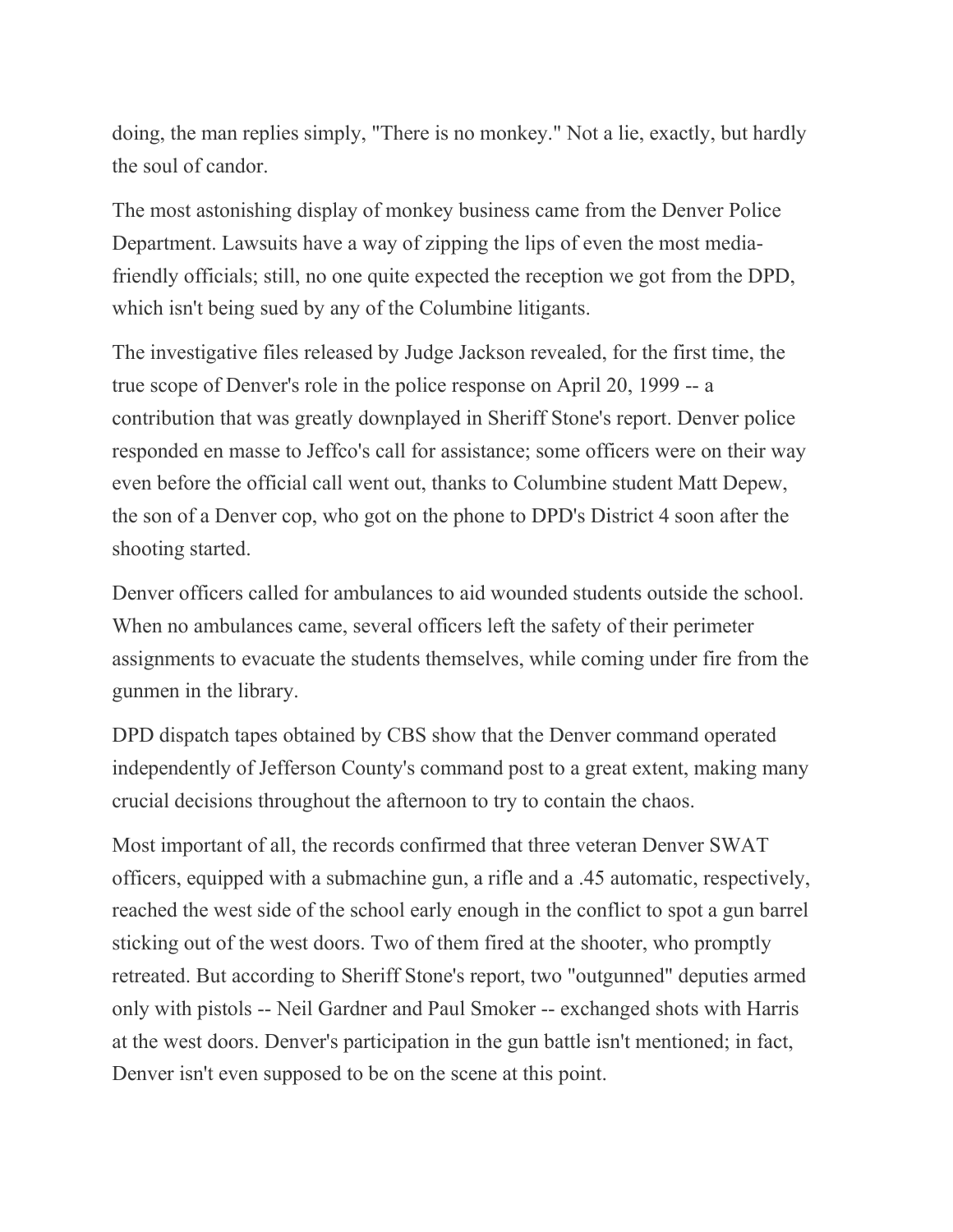doing, the man replies simply, "There is no monkey." Not a lie, exactly, but hardly the soul of candor.

The most astonishing display of monkey business came from the Denver Police Department. Lawsuits have a way of zipping the lips of even the most media-friendly officials; still, no one quite expected the reception we got from the DPD, which isn't being sued by any of the Columbine litigants.

The investigative files released by Judge Jackson revealed, for the first time, the true scope of Denver's role in the police response on April 20, 1999 -- a contribution that was greatly downplayed in Sheriff Stone's report. Denver police responded en masse to Jeffco's call for assistance; some officers were on their way even before the official call went out, thanks to Columbine student Matt Depew, the son of a Denver cop, who got on the phone to DPD's District 4 soon after the shooting started.

Denver officers called for ambulances to aid wounded students outside the school. When no ambulances came, several officers left the safety of their perimeter assignments to evacuate the students themselves, while coming under fire from the gunmen in the library.

DPD dispatch tapes obtained by CBS show that the Denver command operated independently of Jefferson County's command post to a great extent, making many crucial decisions throughout the afternoon to try to contain the chaos.

Most important of all, the records confirmed that three veteran Denver SWAT officers, equipped with a submachine gun, a rifle and a .45 automatic, respectively, reached the west side of the school early enough in the conflict to spot a gun barrel sticking out of the west doors. Two of them fired at the shooter, who promptly retreated. But according to Sheriff Stone's report, two "outgunned" deputies armed only with pistols -- Neil Gardner and Paul Smoker -- exchanged shots with Harris at the west doors. Denver's participation in the gun battle isn't mentioned; in fact, Denver isn't even supposed to be on the scene at this point.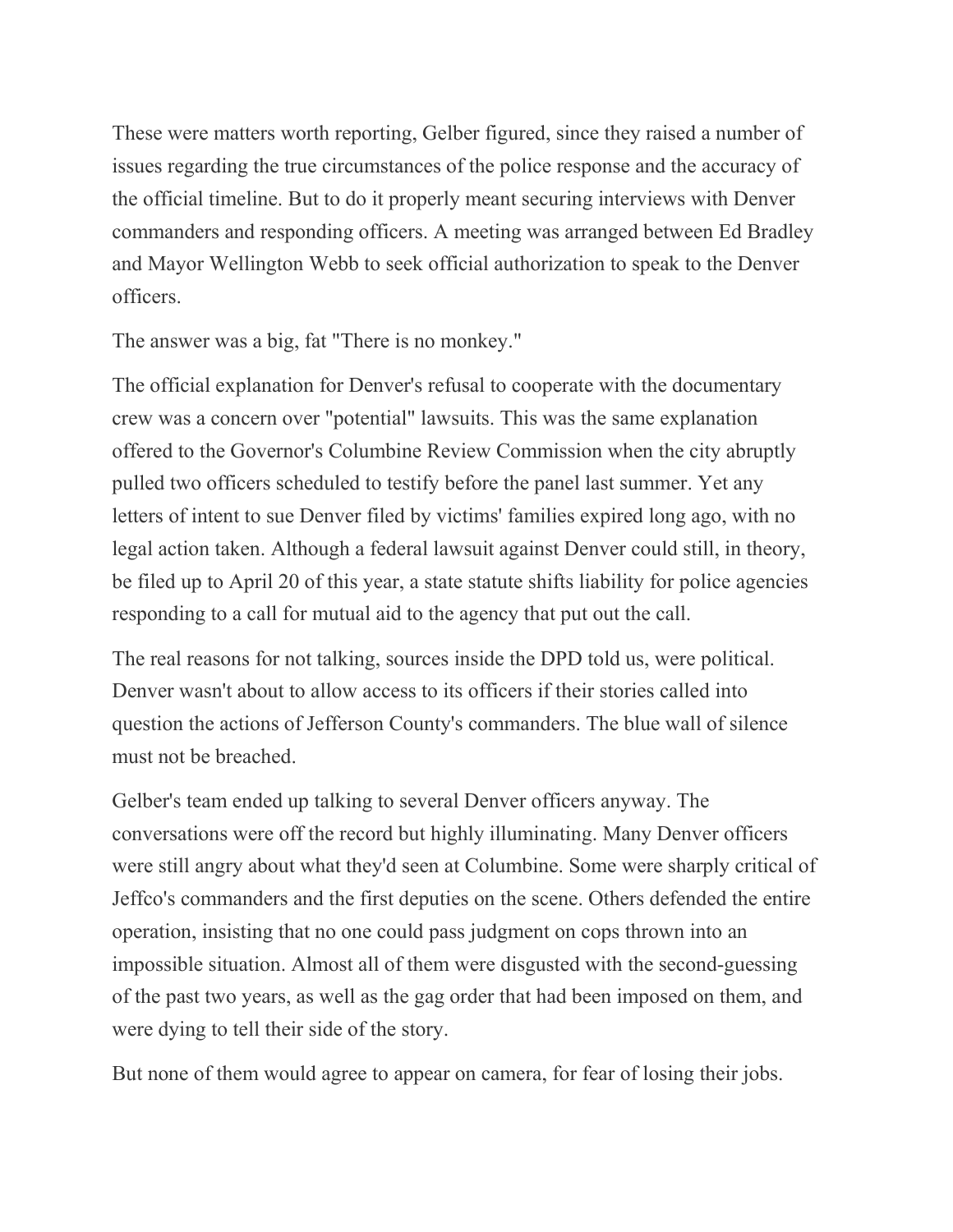These were matters worth reporting, Gelber figured, since they raised a number of issues regarding the true circumstances of the police response and the accuracy of the official timeline. But to do it properly meant securing interviews with Denver commanders and responding officers. A meeting was arranged between Ed Bradley and Mayor Wellington Webb to seek official authorization to speak to the Denver officers.

The answer was a big, fat "There is no monkey."

The official explanation for Denver's refusal to cooperate with the documentary crew was a concern over "potential" lawsuits. This was the same explanation offered to the Governor's Columbine Review Commission when the city abruptly pulled two officers scheduled to testify before the panel last summer. Yet any letters of intent to sue Denver filed by victims' families expired long ago, with no legal action taken. Although a federal lawsuit against Denver could still, in theory, be filed up to April 20 of this year, a state statute shifts liability for police agencies responding to a call for mutual aid to the agency that put out the call.

The real reasons for not talking, sources inside the DPD told us, were political. Denver wasn't about to allow access to its officers if their stories called into question the actions of Jefferson County's commanders. The blue wall of silence must not be breached.

Gelber's team ended up talking to several Denver officers anyway. The conversations were off the record but highly illuminating. Many Denver officers were still angry about what they'd seen at Columbine. Some were sharply critical of Jeffco's commanders and the first deputies on the scene. Others defended the entire operation, insisting that no one could pass judgment on cops thrown into an impossible situation. Almost all of them were disgusted with the second-guessing of the past two years, as well as the gag order that had been imposed on them, and were dying to tell their side of the story.

But none of them would agree to appear on camera, for fear of losing their jobs.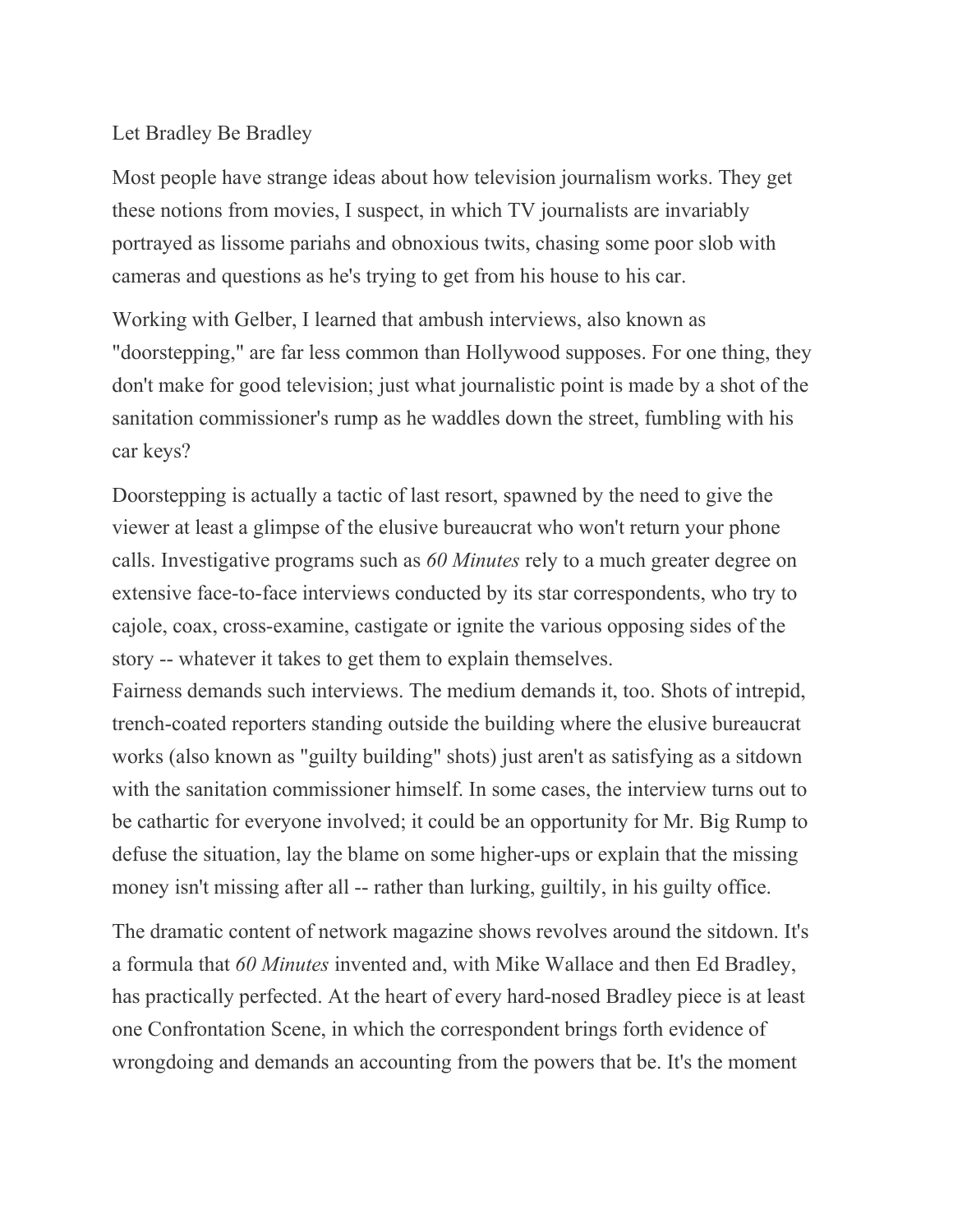Let Bradley Be Bradley

Most people have strange ideas about how television journalism works. They get these notions from movies, I suspect, in which TV journalists are invariably portrayed as lissome pariahs and obnoxious twits, chasing some poor slob with cameras and questions as he's trying to get from his house to his car.

Working with Gelber, I learned that ambush interviews, also known as "doorstepping," are far less common than Hollywood supposes. For one thing, they don't make for good television; just what journalistic point is made by a shot of the sanitation commissioner's rump as he waddles down the street, fumbling with his car keys?

Doorstepping is actually a tactic of last resort, spawned by the need to give the viewer at least a glimpse of the elusive bureaucrat who won't return your phone calls. Investigative programs such as *60 Minutes* rely to a much greater degree on extensive face-to-face interviews conducted by its star correspondents, who try to cajole, coax, cross-examine, castigate or ignite the various opposing sides of the story -- whatever it takes to get them to explain themselves.

Fairness demands such interviews. The medium demands it, too. Shots of intrepid, trench-coated reporters standing outside the building where the elusive bureaucrat works (also known as "guilty building" shots) just aren't as satisfying as a sitdown with the sanitation commissioner himself. In some cases, the interview turns out to be cathartic for everyone involved; it could be an opportunity for Mr. Big Rump to defuse the situation, lay the blame on some higher-ups or explain that the missing money isn't missing after all -- rather than lurking, guiltily, in his guilty office.

The dramatic content of network magazine shows revolves around the sitdown. It's a formula that *60 Minutes* invented and, with Mike Wallace and then Ed Bradley, has practically perfected. At the heart of every hard-nosed Bradley piece is at least one Confrontation Scene, in which the correspondent brings forth evidence of wrongdoing and demands an accounting from the powers that be. It's the moment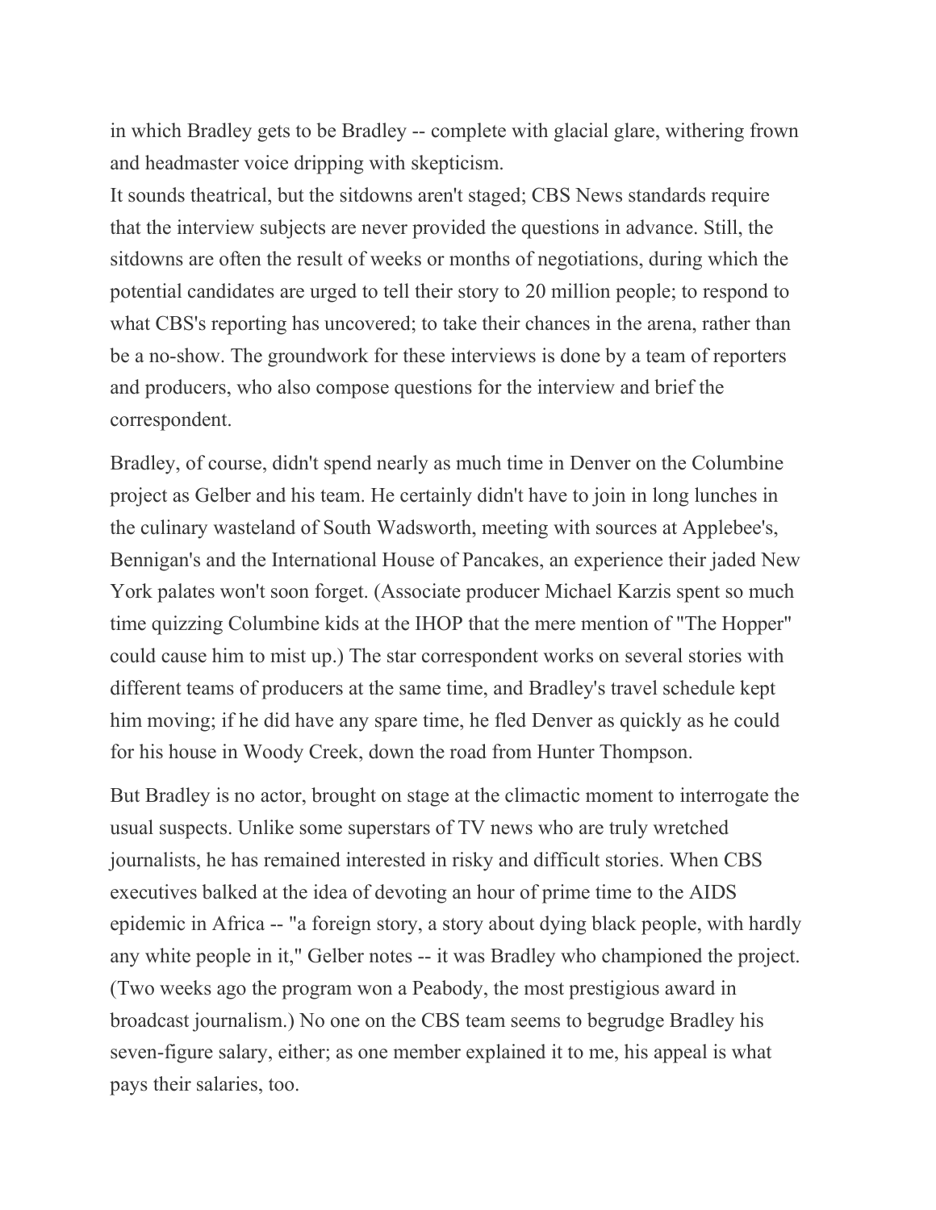in which Bradley gets to be Bradley -- complete with glacial glare, withering frown and headmaster voice dripping with skepticism.

It sounds theatrical, but the sitdowns aren't staged; CBS News standards require that the interview subjects are never provided the questions in advance. Still, the sitdowns are often the result of weeks or months of negotiations, during which the potential candidates are urged to tell their story to 20 million people; to respond to what CBS's reporting has uncovered; to take their chances in the arena, rather than be a no-show. The groundwork for these interviews is done by a team of reporters and producers, who also compose questions for the interview and brief the correspondent.

Bradley, of course, didn't spend nearly as much time in Denver on the Columbine project as Gelber and his team. He certainly didn't have to join in long lunches in the culinary wasteland of South Wadsworth, meeting with sources at Applebee's, Bennigan's and the International House of Pancakes, an experience their jaded New York palates won't soon forget. (Associate producer Michael Karzis spent so much time quizzing Columbine kids at the IHOP that the mere mention of "The Hopper" could cause him to mist up.) The star correspondent works on several stories with different teams of producers at the same time, and Bradley's travel schedule kept him moving; if he did have any spare time, he fled Denver as quickly as he could for his house in Woody Creek, down the road from Hunter Thompson.

But Bradley is no actor, brought on stage at the climactic moment to interrogate the usual suspects. Unlike some superstars of TV news who are truly wretched journalists, he has remained interested in risky and difficult stories. When CBS executives balked at the idea of devoting an hour of prime time to the AIDS epidemic in Africa -- "a foreign story, a story about dying black people, with hardly any white people in it," Gelber notes -- it was Bradley who championed the project. (Two weeks ago the program won a Peabody, the most prestigious award in broadcast journalism.) No one on the CBS team seems to begrudge Bradley his seven-figure salary, either; as one member explained it to me, his appeal is what pays their salaries, too.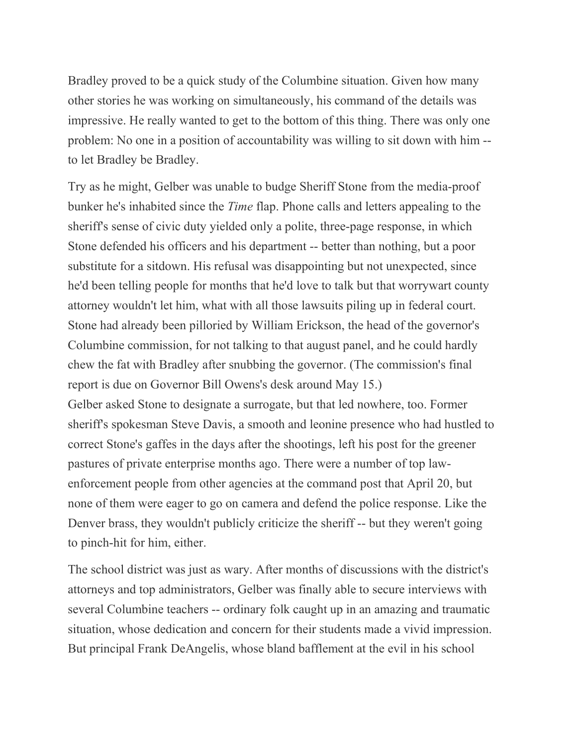Bradley proved to be a quick study of the Columbine situation. Given how many other stories he was working on simultaneously, his command of the details was impressive. He really wanted to get to the bottom of this thing. There was only one problem: No one in a position of accountability was willing to sit down with him -- to let Bradley be Bradley.

Try as he might, Gelber was unable to budge Sheriff Stone from the media-proof bunker he's inhabited since the *Time* flap. Phone calls and letters appealing to the sheriff's sense of civic duty yielded only a polite, three-page response, in which Stone defended his officers and his department -- better than nothing, but a poor substitute for a sitdown. His refusal was disappointing but not unexpected, since he'd been telling people for months that he'd love to talk but that worrywart county attorney wouldn't let him, what with all those lawsuits piling up in federal court. Stone had already been pilloried by William Erickson, the head of the governor's Columbine commission, for not talking to that august panel, and he could hardly chew the fat with Bradley after snubbing the governor. (The commission's final report is due on Governor Bill Owens's desk around May 15.)

Gelber asked Stone to designate a surrogate, but that led nowhere, too. Former sheriff's spokesman Steve Davis, a smooth and leonine presence who had hustled to correct Stone's gaffes in the days after the shootings, left his post for the greener pastures of private enterprise months ago. There were a number of top law-enforcement people from other agencies at the command post that April 20, but none of them were eager to go on camera and defend the police response. Like the Denver brass, they wouldn't publicly criticize the sheriff -- but they weren't going to pinch-hit for him, either.

The school district was just as wary. After months of discussions with the district's attorneys and top administrators, Gelber was finally able to secure interviews with several Columbine teachers -- ordinary folk caught up in an amazing and traumatic situation, whose dedication and concern for their students made a vivid impression. But principal Frank DeAngelis, whose bland bafflement at the evil in his school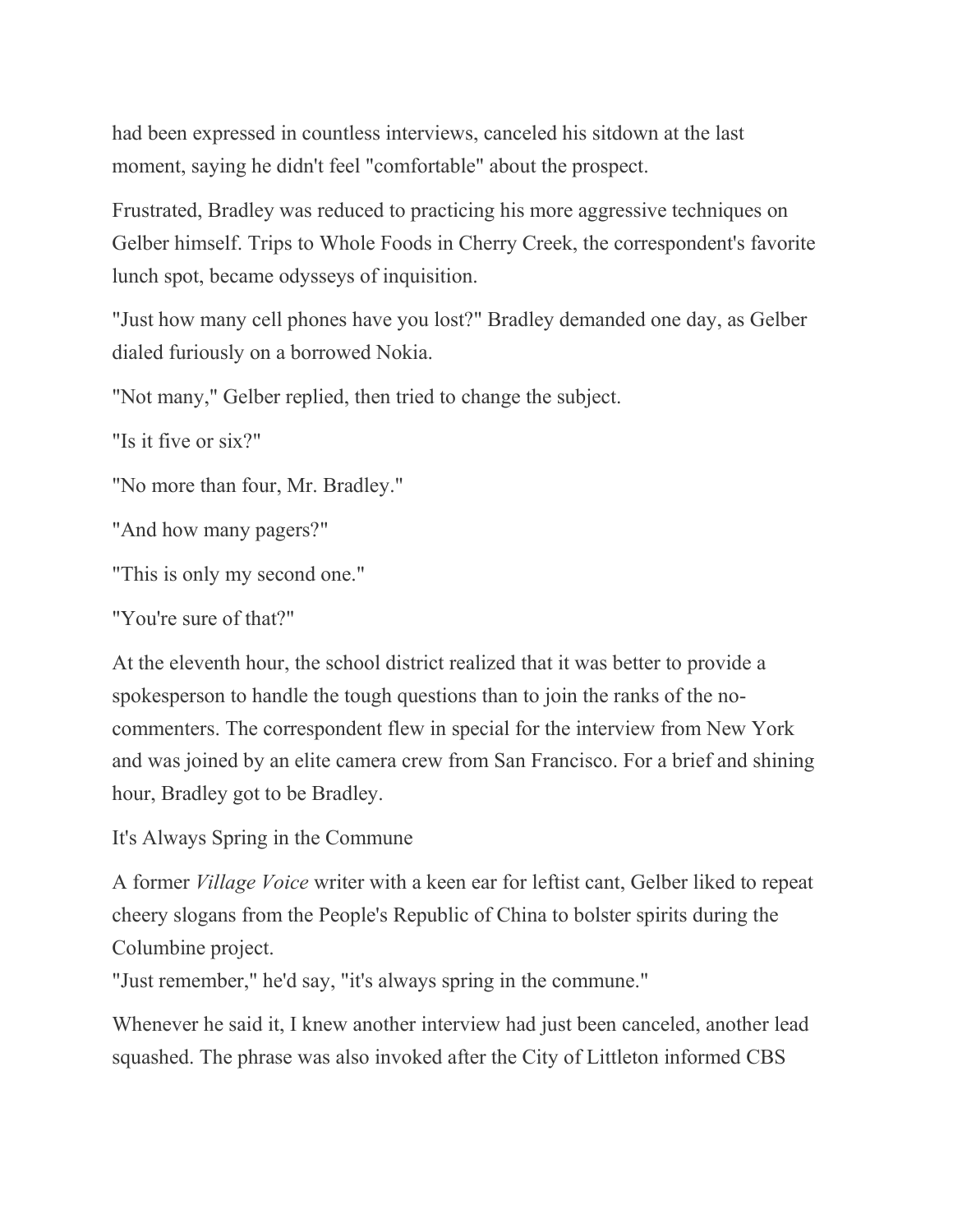had been expressed in countless interviews, canceled his sitdown at the last moment, saying he didn't feel "comfortable" about the prospect.

Frustrated, Bradley was reduced to practicing his more aggressive techniques on Gelber himself. Trips to Whole Foods in Cherry Creek, the correspondent's favorite lunch spot, became odysseys of inquisition.

"Just how many cell phones have you lost?" Bradley demanded one day, as Gelber dialed furiously on a borrowed Nokia.

"Not many," Gelber replied, then tried to change the subject.

"Is it five or six?"

"No more than four, Mr. Bradley."

"And how many pagers?"

"This is only my second one."

"You're sure of that?"

At the eleventh hour, the school district realized that it was better to provide a spokesperson to handle the tough questions than to join the ranks of the no-commenters. The correspondent flew in special for the interview from New York and was joined by an elite camera crew from San Francisco. For a brief and shining hour, Bradley got to be Bradley.

## It's Always Spring in the Commune

A former *Village Voice* writer with a keen ear for leftist cant, Gelber liked to repeat cheery slogans from the People's Republic of China to bolster spirits during the Columbine project.
"Just remember," he'd say, "it's always spring in the commune."

Whenever he said it, I knew another interview had just been canceled, another lead squashed. The phrase was also invoked after the City of Littleton informed CBS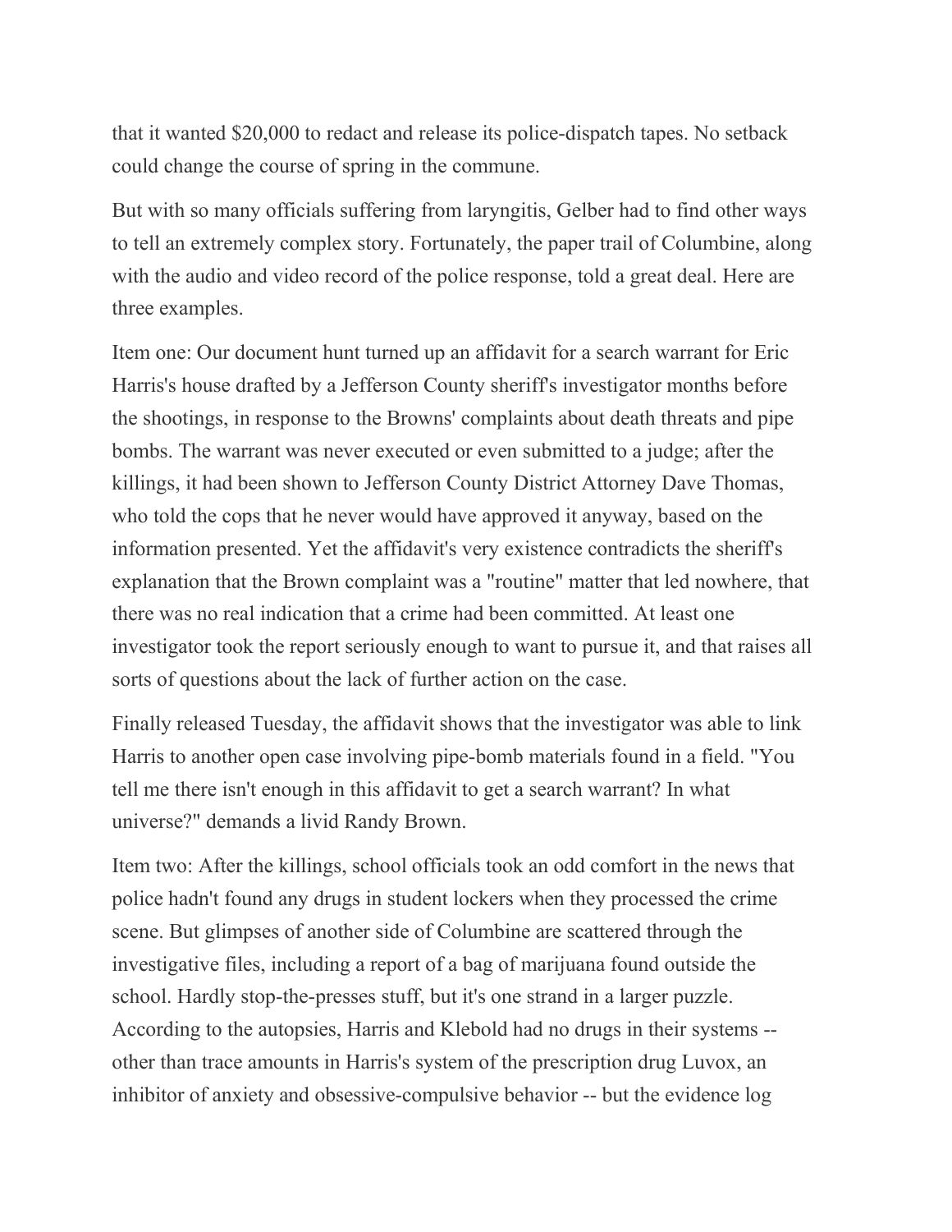that it wanted $20,000 to redact and release its police-dispatch tapes. No setback could change the course of spring in the commune.

But with so many officials suffering from laryngitis, Gelber had to find other ways to tell an extremely complex story. Fortunately, the paper trail of Columbine, along with the audio and video record of the police response, told a great deal. Here are three examples.

Item one: Our document hunt turned up an affidavit for a search warrant for Eric Harris's house drafted by a Jefferson County sheriff's investigator months before the shootings, in response to the Browns' complaints about death threats and pipe bombs. The warrant was never executed or even submitted to a judge; after the killings, it had been shown to Jefferson County District Attorney Dave Thomas, who told the cops that he never would have approved it anyway, based on the information presented. Yet the affidavit's very existence contradicts the sheriff's explanation that the Brown complaint was a "routine" matter that led nowhere, that there was no real indication that a crime had been committed. At least one investigator took the report seriously enough to want to pursue it, and that raises all sorts of questions about the lack of further action on the case.

Finally released Tuesday, the affidavit shows that the investigator was able to link Harris to another open case involving pipe-bomb materials found in a field. "You tell me there isn't enough in this affidavit to get a search warrant? In what universe?" demands a livid Randy Brown.

Item two: After the killings, school officials took an odd comfort in the news that police hadn't found any drugs in student lockers when they processed the crime scene. But glimpses of another side of Columbine are scattered through the investigative files, including a report of a bag of marijuana found outside the school. Hardly stop-the-presses stuff, but it's one strand in a larger puzzle. According to the autopsies, Harris and Klebold had no drugs in their systems -- other than trace amounts in Harris's system of the prescription drug Luvox, an inhibitor of anxiety and obsessive-compulsive behavior -- but the evidence log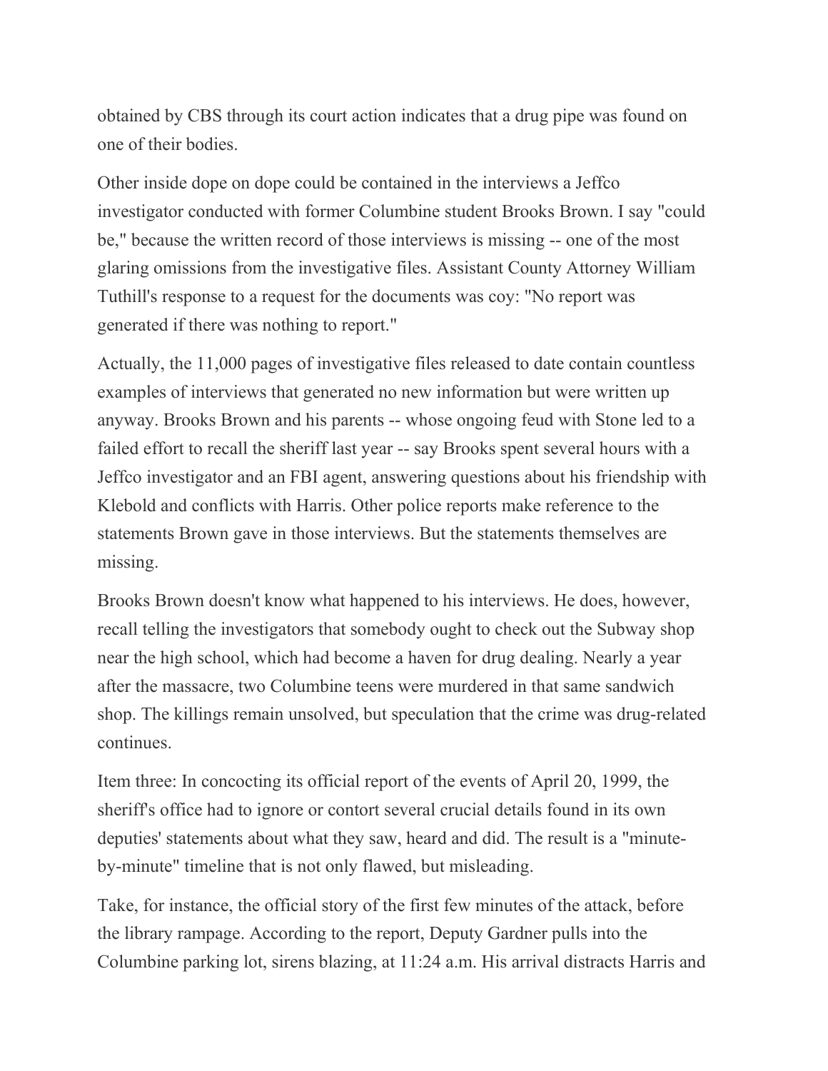obtained by CBS through its court action indicates that a drug pipe was found on one of their bodies.

Other inside dope on dope could be contained in the interviews a Jeffco investigator conducted with former Columbine student Brooks Brown. I say "could be," because the written record of those interviews is missing -- one of the most glaring omissions from the investigative files. Assistant County Attorney William Tuthill's response to a request for the documents was coy: "No report was generated if there was nothing to report."

Actually, the 11,000 pages of investigative files released to date contain countless examples of interviews that generated no new information but were written up anyway. Brooks Brown and his parents -- whose ongoing feud with Stone led to a failed effort to recall the sheriff last year -- say Brooks spent several hours with a Jeffco investigator and an FBI agent, answering questions about his friendship with Klebold and conflicts with Harris. Other police reports make reference to the statements Brown gave in those interviews. But the statements themselves are missing.

Brooks Brown doesn't know what happened to his interviews. He does, however, recall telling the investigators that somebody ought to check out the Subway shop near the high school, which had become a haven for drug dealing. Nearly a year after the massacre, two Columbine teens were murdered in that same sandwich shop. The killings remain unsolved, but speculation that the crime was drug-related continues.

Item three: In concocting its official report of the events of April 20, 1999, the sheriff's office had to ignore or contort several crucial details found in its own deputies' statements about what they saw, heard and did. The result is a "minute-by-minute" timeline that is not only flawed, but misleading.

Take, for instance, the official story of the first few minutes of the attack, before the library rampage. According to the report, Deputy Gardner pulls into the Columbine parking lot, sirens blazing, at 11:24 a.m. His arrival distracts Harris and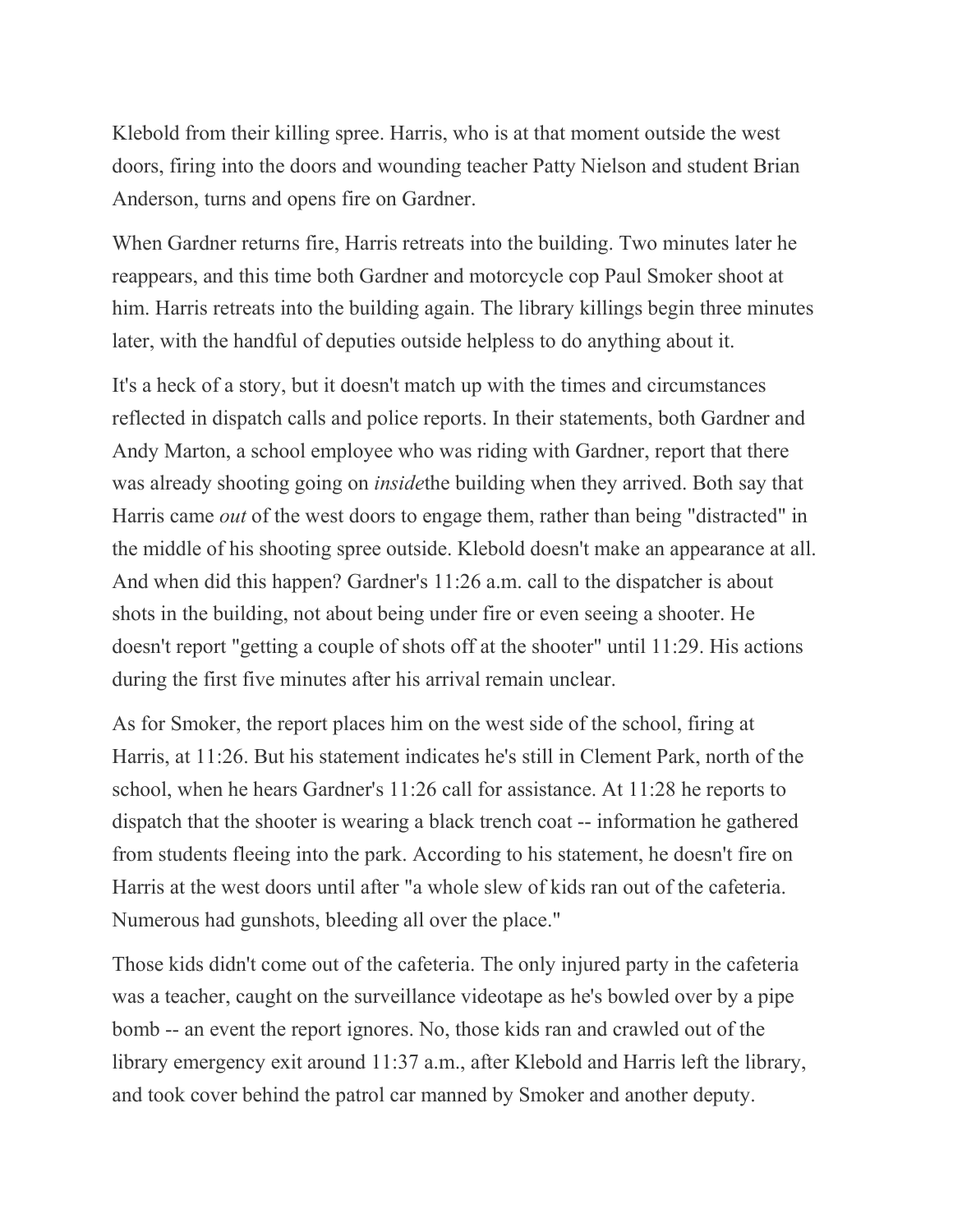Klebold from their killing spree. Harris, who is at that moment outside the west doors, firing into the doors and wounding teacher Patty Nielson and student Brian Anderson, turns and opens fire on Gardner.

When Gardner returns fire, Harris retreats into the building. Two minutes later he reappears, and this time both Gardner and motorcycle cop Paul Smoker shoot at him. Harris retreats into the building again. The library killings begin three minutes later, with the handful of deputies outside helpless to do anything about it.

It's a heck of a story, but it doesn't match up with the times and circumstances reflected in dispatch calls and police reports. In their statements, both Gardner and Andy Marton, a school employee who was riding with Gardner, report that there was already shooting going on *inside*the building when they arrived. Both say that Harris came *out* of the west doors to engage them, rather than being "distracted" in the middle of his shooting spree outside. Klebold doesn't make an appearance at all. And when did this happen? Gardner's 11:26 a.m. call to the dispatcher is about shots in the building, not about being under fire or even seeing a shooter. He doesn't report "getting a couple of shots off at the shooter" until 11:29. His actions during the first five minutes after his arrival remain unclear.

As for Smoker, the report places him on the west side of the school, firing at Harris, at 11:26. But his statement indicates he's still in Clement Park, north of the school, when he hears Gardner's 11:26 call for assistance. At 11:28 he reports to dispatch that the shooter is wearing a black trench coat -- information he gathered from students fleeing into the park. According to his statement, he doesn't fire on Harris at the west doors until after "a whole slew of kids ran out of the cafeteria. Numerous had gunshots, bleeding all over the place."

Those kids didn't come out of the cafeteria. The only injured party in the cafeteria was a teacher, caught on the surveillance videotape as he's bowled over by a pipe bomb -- an event the report ignores. No, those kids ran and crawled out of the library emergency exit around 11:37 a.m., after Klebold and Harris left the library, and took cover behind the patrol car manned by Smoker and another deputy.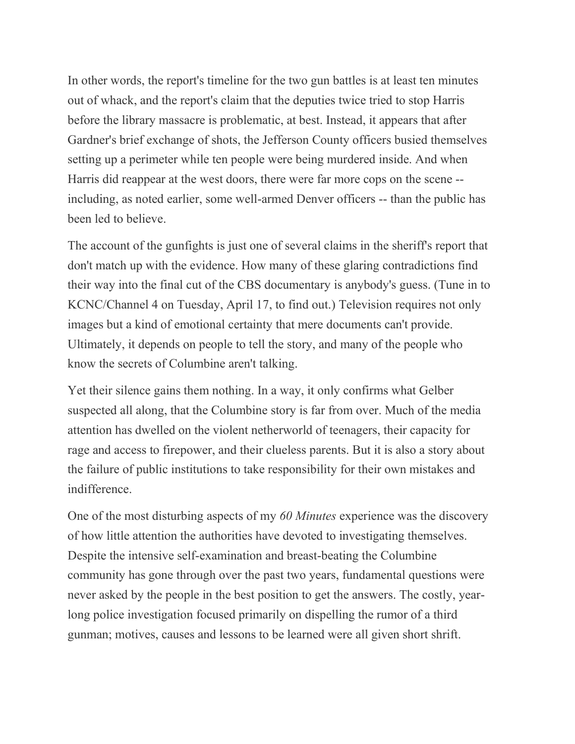In other words, the report's timeline for the two gun battles is at least ten minutes out of whack, and the report's claim that the deputies twice tried to stop Harris before the library massacre is problematic, at best. Instead, it appears that after Gardner's brief exchange of shots, the Jefferson County officers busied themselves setting up a perimeter while ten people were being murdered inside. And when Harris did reappear at the west doors, there were far more cops on the scene -- including, as noted earlier, some well-armed Denver officers -- than the public has been led to believe.

The account of the gunfights is just one of several claims in the sheriff's report that don't match up with the evidence. How many of these glaring contradictions find their way into the final cut of the CBS documentary is anybody's guess. (Tune in to KCNC/Channel 4 on Tuesday, April 17, to find out.) Television requires not only images but a kind of emotional certainty that mere documents can't provide. Ultimately, it depends on people to tell the story, and many of the people who know the secrets of Columbine aren't talking.

Yet their silence gains them nothing. In a way, it only confirms what Gelber suspected all along, that the Columbine story is far from over. Much of the media attention has dwelled on the violent netherworld of teenagers, their capacity for rage and access to firepower, and their clueless parents. But it is also a story about the failure of public institutions to take responsibility for their own mistakes and indifference.

One of the most disturbing aspects of my *60 Minutes* experience was the discovery of how little attention the authorities have devoted to investigating themselves. Despite the intensive self-examination and breast-beating the Columbine community has gone through over the past two years, fundamental questions were never asked by the people in the best position to get the answers. The costly, year-long police investigation focused primarily on dispelling the rumor of a third gunman; motives, causes and lessons to be learned were all given short shrift.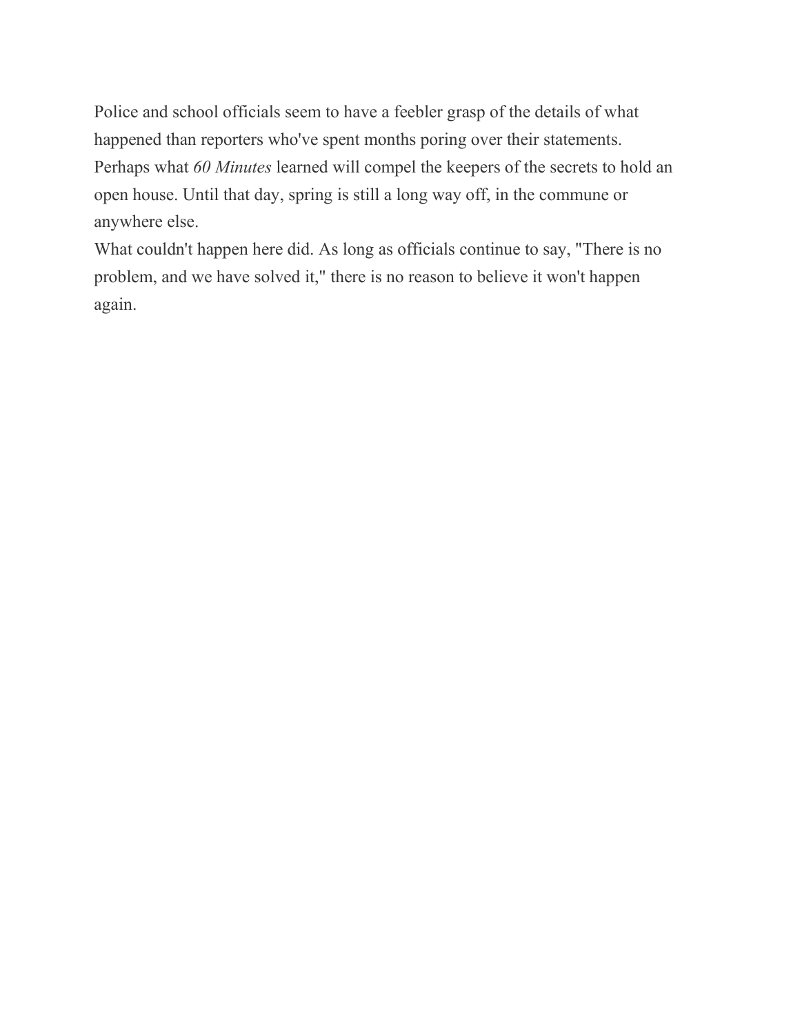Police and school officials seem to have a feebler grasp of the details of what happened than reporters who've spent months poring over their statements. Perhaps what *60 Minutes* learned will compel the keepers of the secrets to hold an open house. Until that day, spring is still a long way off, in the commune or anywhere else.

What couldn't happen here did. As long as officials continue to say, "There is no problem, and we have solved it," there is no reason to believe it won't happen again.